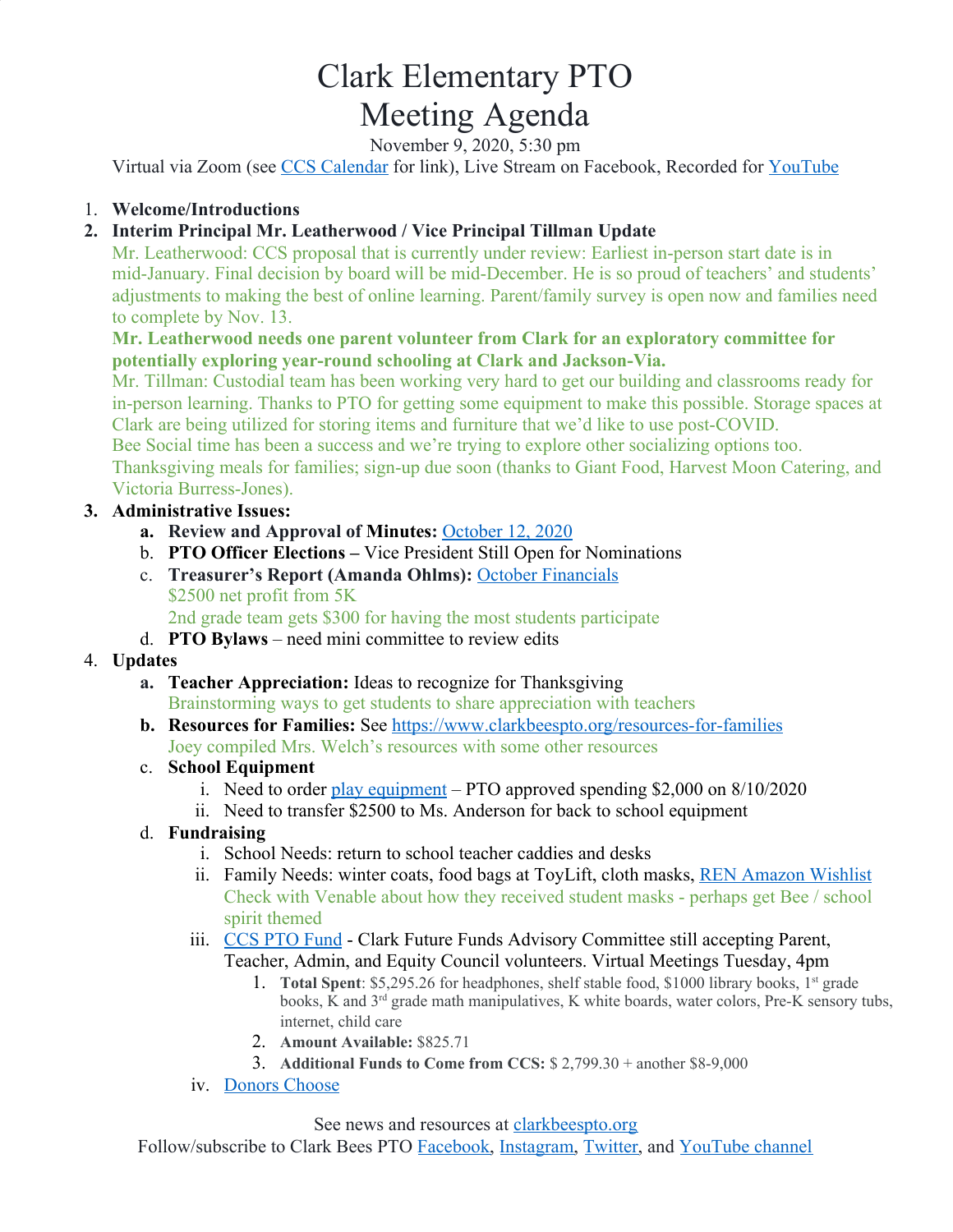# Clark Elementary PTO
# Meeting Agenda

November 9, 2020, 5:30 pm

Virtual via Zoom (see CCS Calendar for link), Live Stream on Facebook, Recorded for YouTube

1. **Welcome/Introductions**
2. **Interim Principal Mr. Leatherwood / Vice Principal Tillman Update**

   Mr. Leatherwood: CCS proposal that is currently under review: Earliest in-person start date is in mid-January. Final decision by board will be mid-December. He is so proud of teachers' and students' adjustments to making the best of online learning. Parent/family survey is open now and families need to complete by Nov. 13.

   **Mr. Leatherwood needs one parent volunteer from Clark for an exploratory committee for potentially exploring year-round schooling at Clark and Jackson-Via.**

   Mr. Tillman: Custodial team has been working very hard to get our building and classrooms ready for in-person learning. Thanks to PTO for getting some equipment to make this possible. Storage spaces at Clark are being utilized for storing items and furniture that we'd like to use post-COVID.

   Bee Social time has been a success and we're trying to explore other socializing options too.

   Thanksgiving meals for families; sign-up due soon (thanks to Giant Food, Harvest Moon Catering, and Victoria Burress-Jones).

3. **Administrative Issues:**
   a. **Review and Approval of Minutes:** October 12, 2020
   b. **PTO Officer Elections –** Vice President Still Open for Nominations
   c. **Treasurer's Report (Amanda Ohlms):** October Financials

      $2500 net profit from 5K

      2nd grade team gets $300 for having the most students participate
   d. **PTO Bylaws** – need mini committee to review edits
4. **Updates**
   a. **Teacher Appreciation:** Ideas to recognize for Thanksgiving

      Brainstorming ways to get students to share appreciation with teachers
   b. **Resources for Families:** See https://www.clarkbeespto.org/resources-for-families

      Joey compiled Mrs. Welch's resources with some other resources
   c. **School Equipment**
      i. Need to order play equipment – PTO approved spending $2,000 on 8/10/2020
      ii. Need to transfer $2500 to Ms. Anderson for back to school equipment
   d. **Fundraising**
      i. School Needs: return to school teacher caddies and desks
      ii. Family Needs: winter coats, food bags at ToyLift, cloth masks, REN Amazon Wishlist

         Check with Venable about how they received student masks - perhaps get Bee / school spirit themed
      iii. CCS PTO Fund - Clark Future Funds Advisory Committee still accepting Parent, Teacher, Admin, and Equity Council volunteers. Virtual Meetings Tuesday, 4pm
         1. **Total Spent**: $5,295.26 for headphones, shelf stable food, $1000 library books, 1st grade books, K and 3rd grade math manipulatives, K white boards, water colors, Pre-K sensory tubs, internet, child care
         2. **Amount Available:** $825.71
         3. **Additional Funds to Come from CCS:** $ 2,799.30 + another $8-9,000
      iv. Donors Choose

See news and resources at clarkbeespto.org

Follow/subscribe to Clark Bees PTO Facebook, Instagram, Twitter, and YouTube channel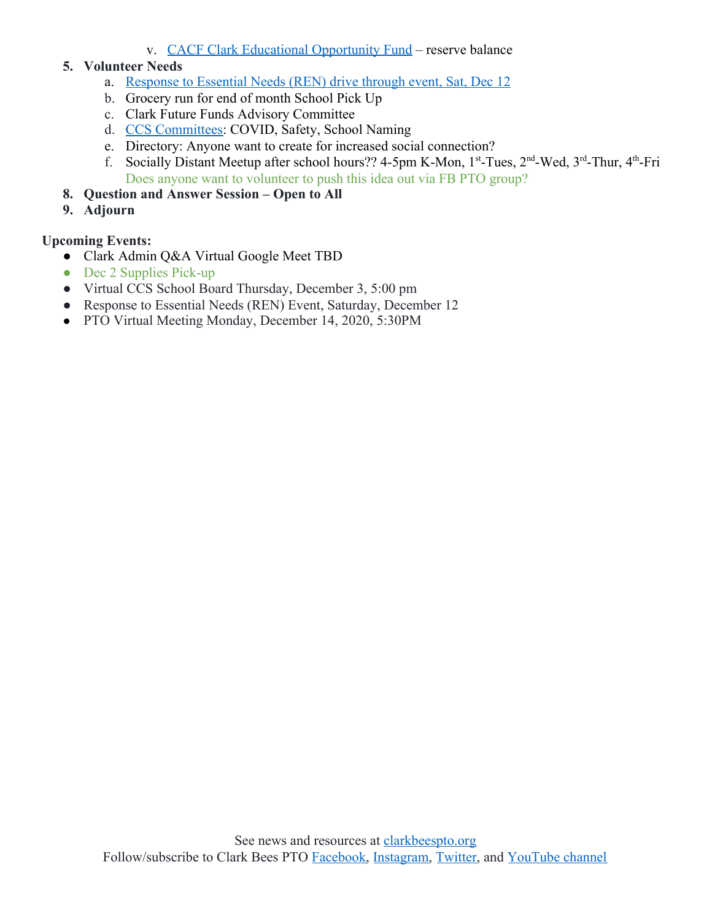v. CACF Clark Educational Opportunity Fund – reserve balance

5. **Volunteer Needs**
   a. Response to Essential Needs (REN) drive through event, Sat, Dec 12
   b. Grocery run for end of month School Pick Up
   c. Clark Future Funds Advisory Committee
   d. CCS Committees: COVID, Safety, School Naming
   e. Directory: Anyone want to create for increased social connection?
   f. Socially Distant Meetup after school hours?? 4-5pm K-Mon, 1st-Tues, 2nd-Wed, 3rd-Thur, 4th-Fri
      Does anyone want to volunteer to push this idea out via FB PTO group?

8. **Question and Answer Session – Open to All**
9. **Adjourn**

**Upcoming Events:**

- Clark Admin Q&A Virtual Google Meet TBD
- Dec 2 Supplies Pick-up
- Virtual CCS School Board Thursday, December 3, 5:00 pm
- Response to Essential Needs (REN) Event, Saturday, December 12
- PTO Virtual Meeting Monday, December 14, 2020, 5:30PM

See news and resources at clarkbeespto.org
Follow/subscribe to Clark Bees PTO Facebook, Instagram, Twitter, and YouTube channel